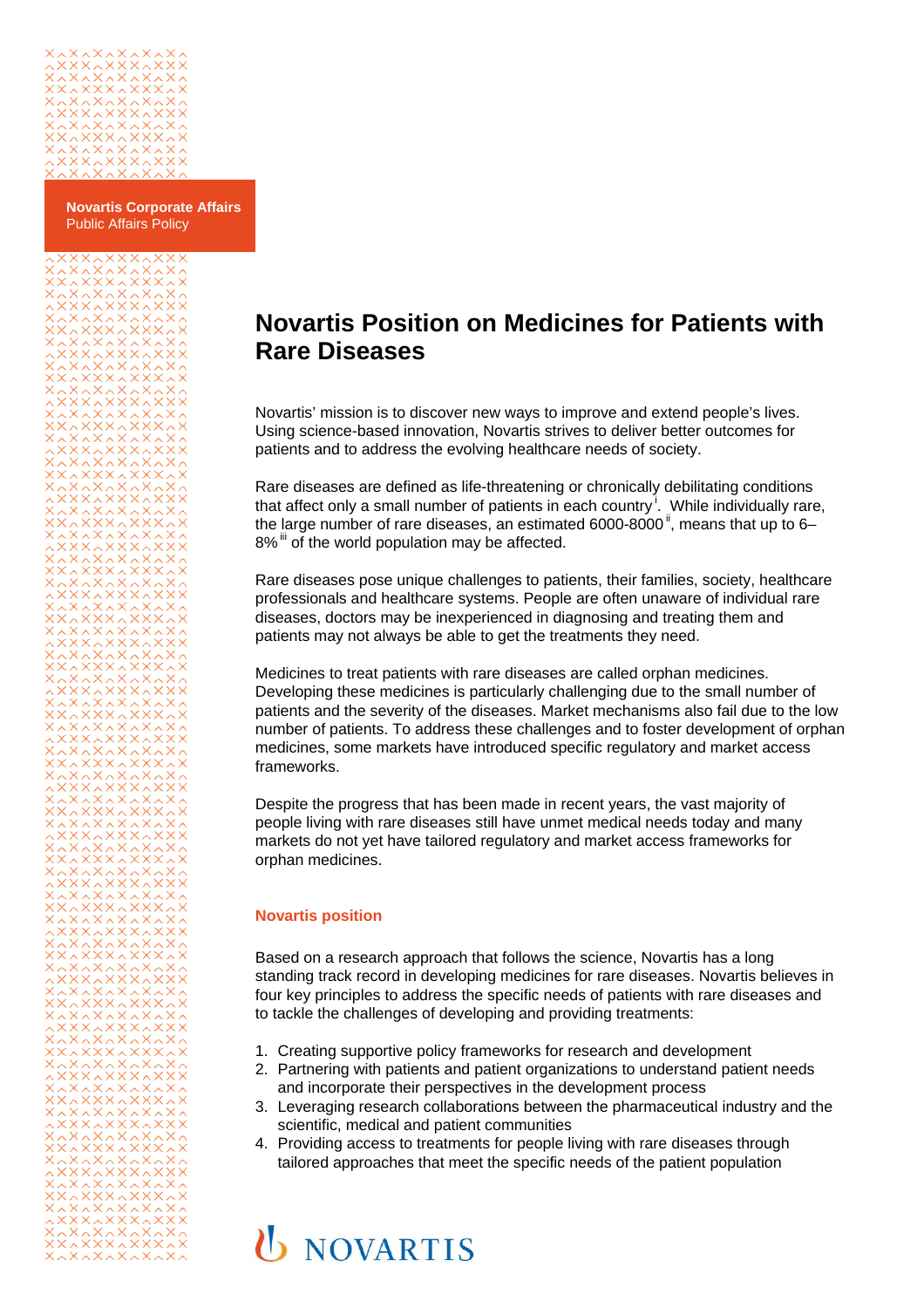**Novartis Corporate Affairs**
Public Affairs Policy

# Novartis Position on Medicines for Patients with Rare Diseases

Novartis' mission is to discover new ways to improve and extend people's lives. Using science-based innovation, Novartis strives to deliver better outcomes for patients and to address the evolving healthcare needs of society.

Rare diseases are defined as life-threatening or chronically debilitating conditions that affect only a small number of patients in each country[i]. While individually rare, the large number of rare diseases, an estimated 6000-8000[ii], means that up to 6–8%[iii] of the world population may be affected.

Rare diseases pose unique challenges to patients, their families, society, healthcare professionals and healthcare systems. People are often unaware of individual rare diseases, doctors may be inexperienced in diagnosing and treating them and patients may not always be able to get the treatments they need.

Medicines to treat patients with rare diseases are called orphan medicines. Developing these medicines is particularly challenging due to the small number of patients and the severity of the diseases. Market mechanisms also fail due to the low number of patients. To address these challenges and to foster development of orphan medicines, some markets have introduced specific regulatory and market access frameworks.

Despite the progress that has been made in recent years, the vast majority of people living with rare diseases still have unmet medical needs today and many markets do not yet have tailored regulatory and market access frameworks for orphan medicines.

## Novartis position

Based on a research approach that follows the science, Novartis has a long standing track record in developing medicines for rare diseases. Novartis believes in four key principles to address the specific needs of patients with rare diseases and to tackle the challenges of developing and providing treatments:

1. Creating supportive policy frameworks for research and development
2. Partnering with patients and patient organizations to understand patient needs and incorporate their perspectives in the development process
3. Leveraging research collaborations between the pharmaceutical industry and the scientific, medical and patient communities
4. Providing access to treatments for people living with rare diseases through tailored approaches that meet the specific needs of the patient population

NOVARTIS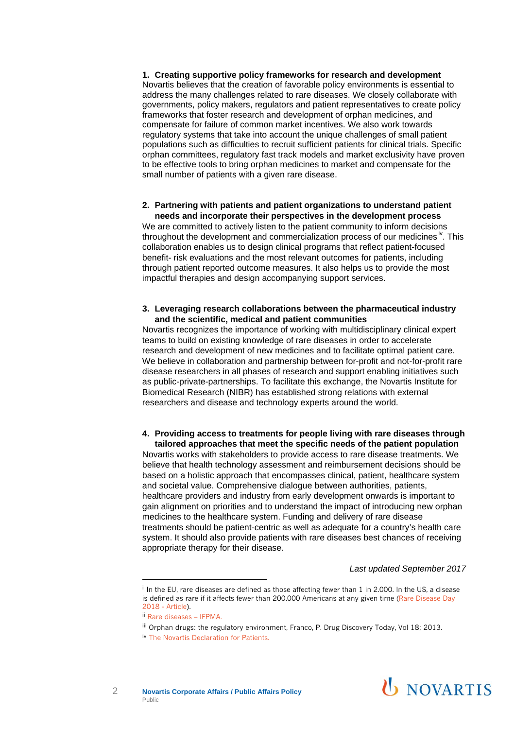**1. Creating supportive policy frameworks for research and development**

Novartis believes that the creation of favorable policy environments is essential to address the many challenges related to rare diseases. We closely collaborate with governments, policy makers, regulators and patient representatives to create policy frameworks that foster research and development of orphan medicines, and compensate for failure of common market incentives. We also work towards regulatory systems that take into account the unique challenges of small patient populations such as difficulties to recruit sufficient patients for clinical trials. Specific orphan committees, regulatory fast track models and market exclusivity have proven to be effective tools to bring orphan medicines to market and compensate for the small number of patients with a given rare disease.

**2. Partnering with patients and patient organizations to understand patient needs and incorporate their perspectives in the development process**

We are committed to actively listen to the patient community to inform decisions throughout the development and commercialization process of our medicines[iv]. This collaboration enables us to design clinical programs that reflect patient-focused benefit- risk evaluations and the most relevant outcomes for patients, including through patient reported outcome measures. It also helps us to provide the most impactful therapies and design accompanying support services.

**3. Leveraging research collaborations between the pharmaceutical industry and the scientific, medical and patient communities**

Novartis recognizes the importance of working with multidisciplinary clinical expert teams to build on existing knowledge of rare diseases in order to accelerate research and development of new medicines and to facilitate optimal patient care. We believe in collaboration and partnership between for-profit and not-for-profit rare disease researchers in all phases of research and support enabling initiatives such as public-private-partnerships. To facilitate this exchange, the Novartis Institute for Biomedical Research (NIBR) has established strong relations with external researchers and disease and technology experts around the world.

**4. Providing access to treatments for people living with rare diseases through tailored approaches that meet the specific needs of the patient population**

Novartis works with stakeholders to provide access to rare disease treatments. We believe that health technology assessment and reimbursement decisions should be based on a holistic approach that encompasses clinical, patient, healthcare system and societal value. Comprehensive dialogue between authorities, patients, healthcare providers and industry from early development onwards is important to gain alignment on priorities and to understand the impact of introducing new orphan medicines to the healthcare system. Funding and delivery of rare disease treatments should be patient-centric as well as adequate for a country's health care system. It should also provide patients with rare diseases best chances of receiving appropriate therapy for their disease.

*Last updated September 2017*

---

[i] In the EU, rare diseases are defined as those affecting fewer than 1 in 2.000. In the US, a disease is defined as rare if it affects fewer than 200.000 Americans at any given time (Rare Disease Day 2018 - Article).

[ii] Rare diseases – IFPMA.

[iii] Orphan drugs: the regulatory environment, Franco, P. Drug Discovery Today, Vol 18; 2013.

[iv] The Novartis Declaration for Patients.